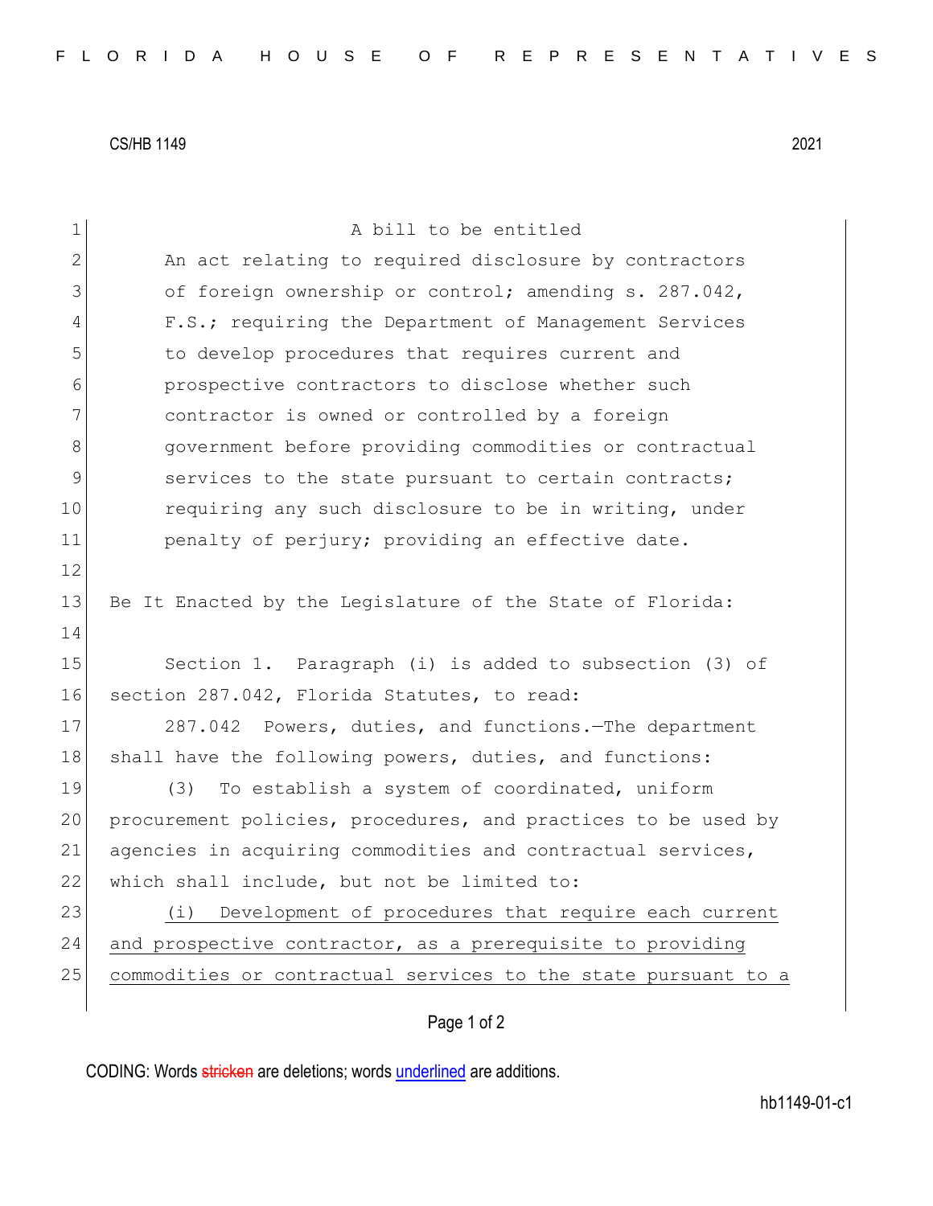CS/HB 1149 2021

A bill to be entitled

An act relating to required disclosure by contractors of foreign ownership or control; amending s. 287.042, F.S.; requiring the Department of Management Services to develop procedures that requires current and prospective contractors to disclose whether such contractor is owned or controlled by a foreign government before providing commodities or contractual services to the state pursuant to certain contracts; requiring any such disclosure to be in writing, under penalty of perjury; providing an effective date.

Be It Enacted by the Legislature of the State of Florida:

Section 1. Paragraph (i) is added to subsection (3) of section 287.042, Florida Statutes, to read:

287.042 Powers, duties, and functions.—The department shall have the following powers, duties, and functions:

(3) To establish a system of coordinated, uniform procurement policies, procedures, and practices to be used by agencies in acquiring commodities and contractual services, which shall include, but not be limited to:

<u>(i) Development of procedures that require each current and prospective contractor, as a prerequisite to providing commodities or contractual services to the state pursuant to a</u>

CODING: Words ~~stricken~~ are deletions; words <u>underlined</u> are additions.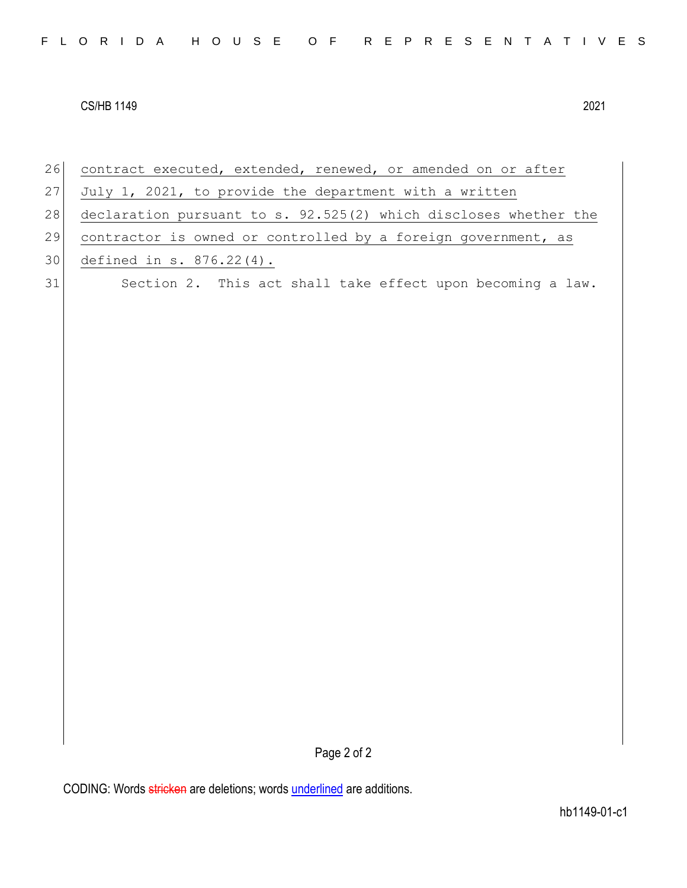CS/HB 1149 2021

26 contract executed, extended, renewed, or amended on or after
27 July 1, 2021, to provide the department with a written
28 declaration pursuant to s. 92.525(2) which discloses whether the
29 contractor is owned or controlled by a foreign government, as
30 defined in s. 876.22(4).
31 Section 2. This act shall take effect upon becoming a law.

CODING: Words stricken are deletions; words underlined are additions.

hb1149-01-c1